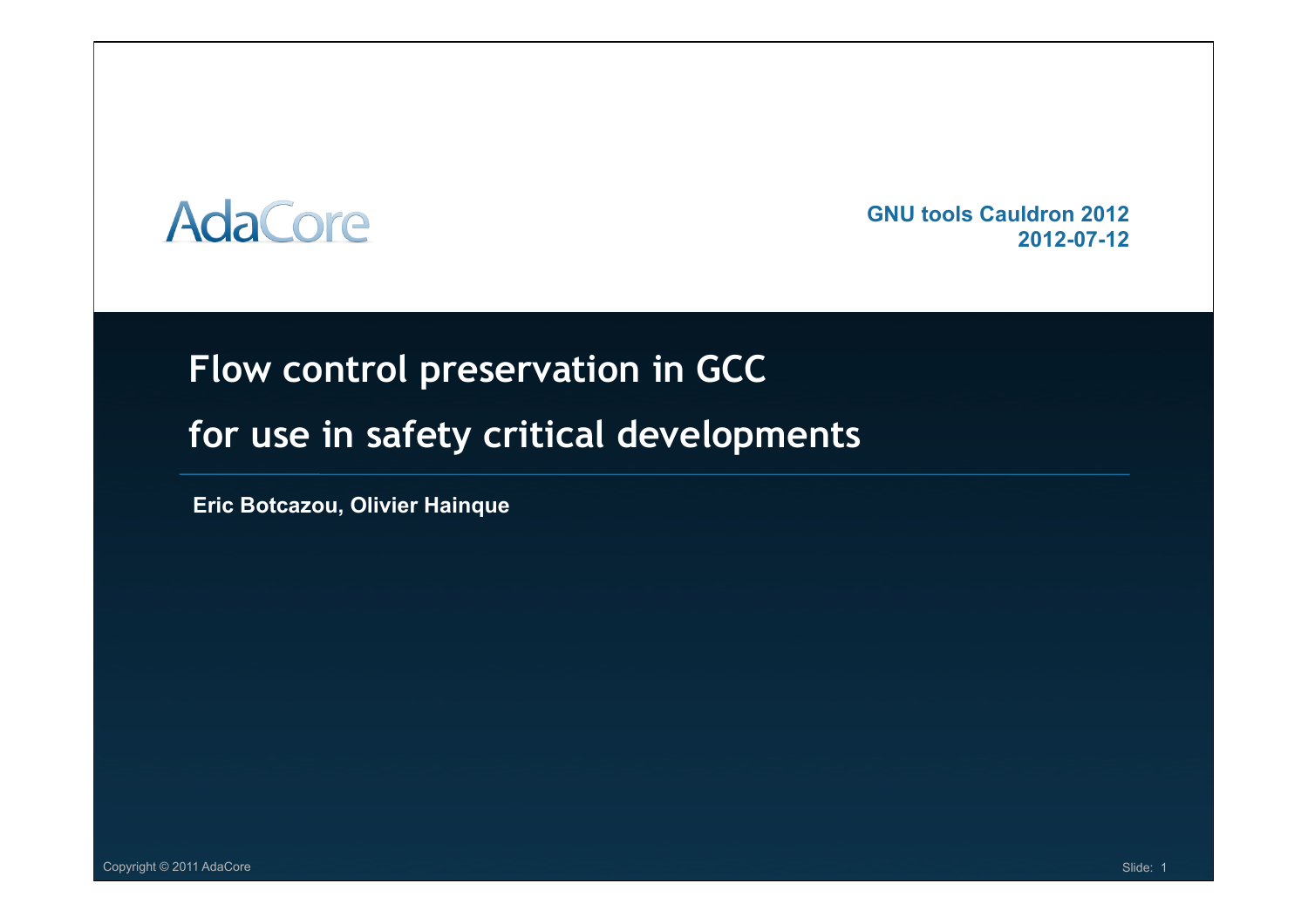AdaCore

**GNU tools Cauldron 2012**
**2012-07-12**

# Flow control preservation in GCC

# for use in safety critical developments

**Eric Botcazou, Olivier Hainque**

Copyright © 2011 AdaCore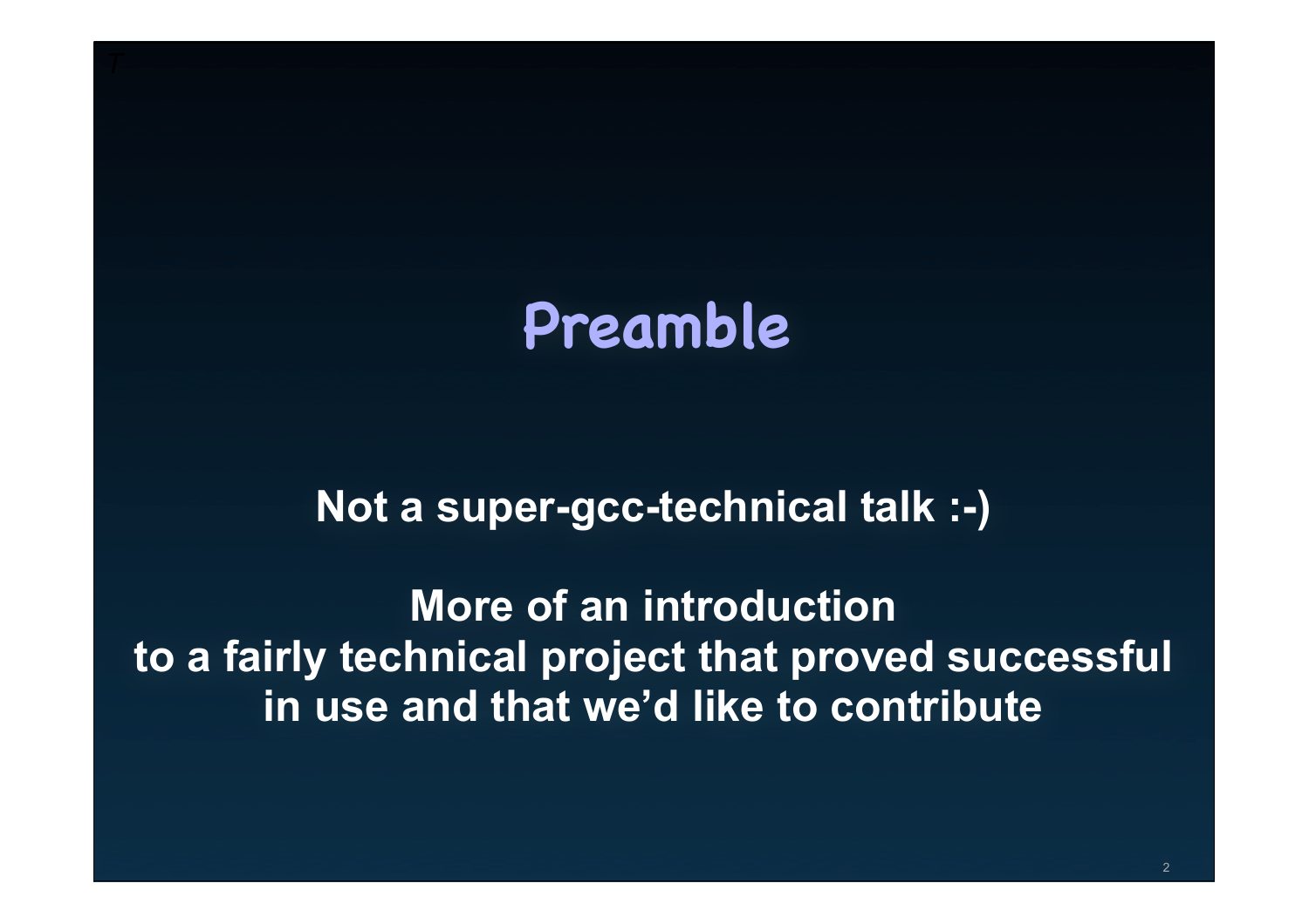# Preamble

**Not a super-gcc-technical talk :-)**

**More of an introduction to a fairly technical project that proved successful in use and that we'd like to contribute**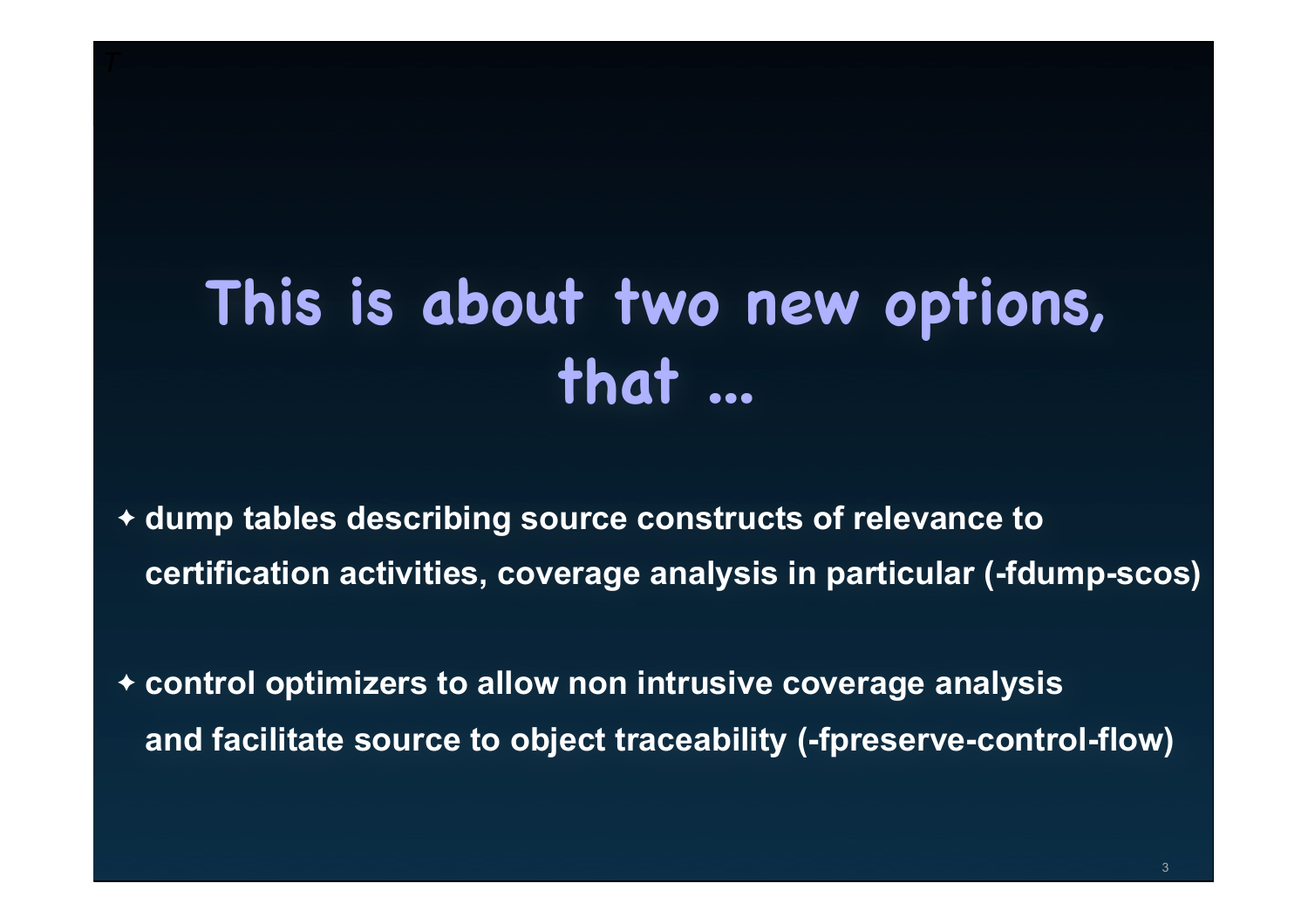# This is about two new options, that ...

- dump tables describing source constructs of relevance to certification activities, coverage analysis in particular (-fdump-scos)
- control optimizers to allow non intrusive coverage analysis and facilitate source to object traceability (-fpreserve-control-flow)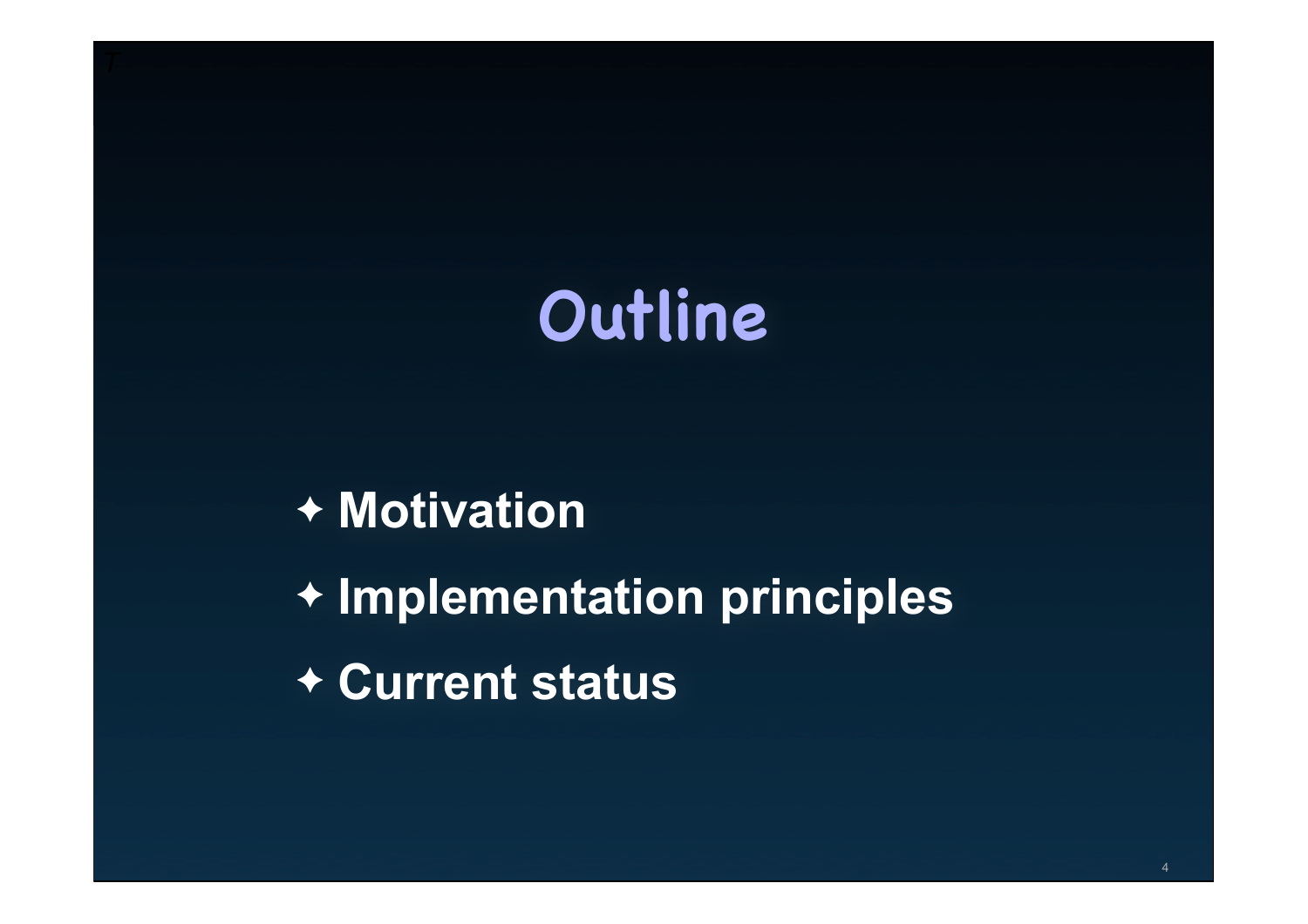# Outline

- Motivation
- Implementation principles
- Current status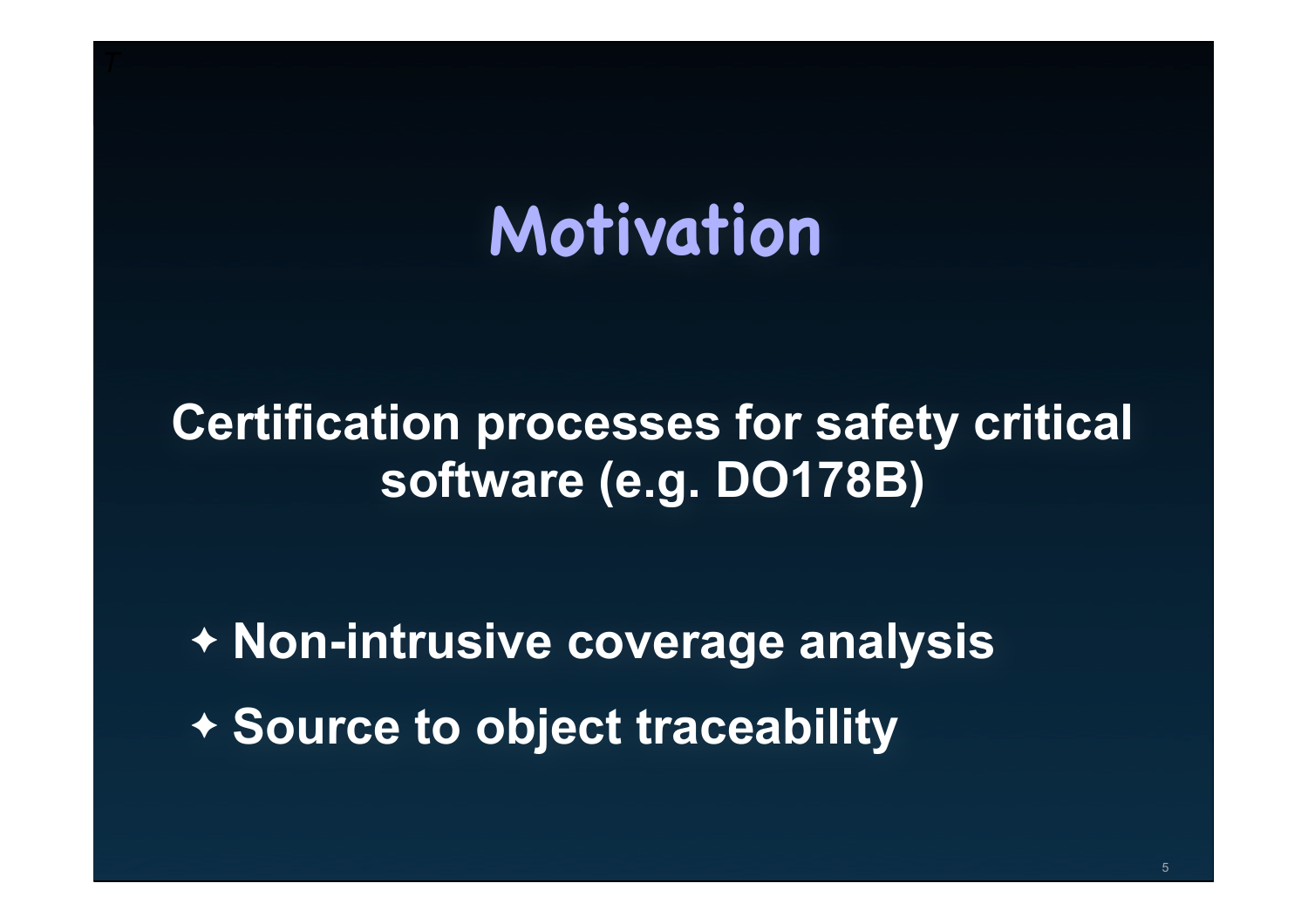# Motivation

**Certification processes for safety critical software (e.g. DO178B)**

- **Non-intrusive coverage analysis**
- **Source to object traceability**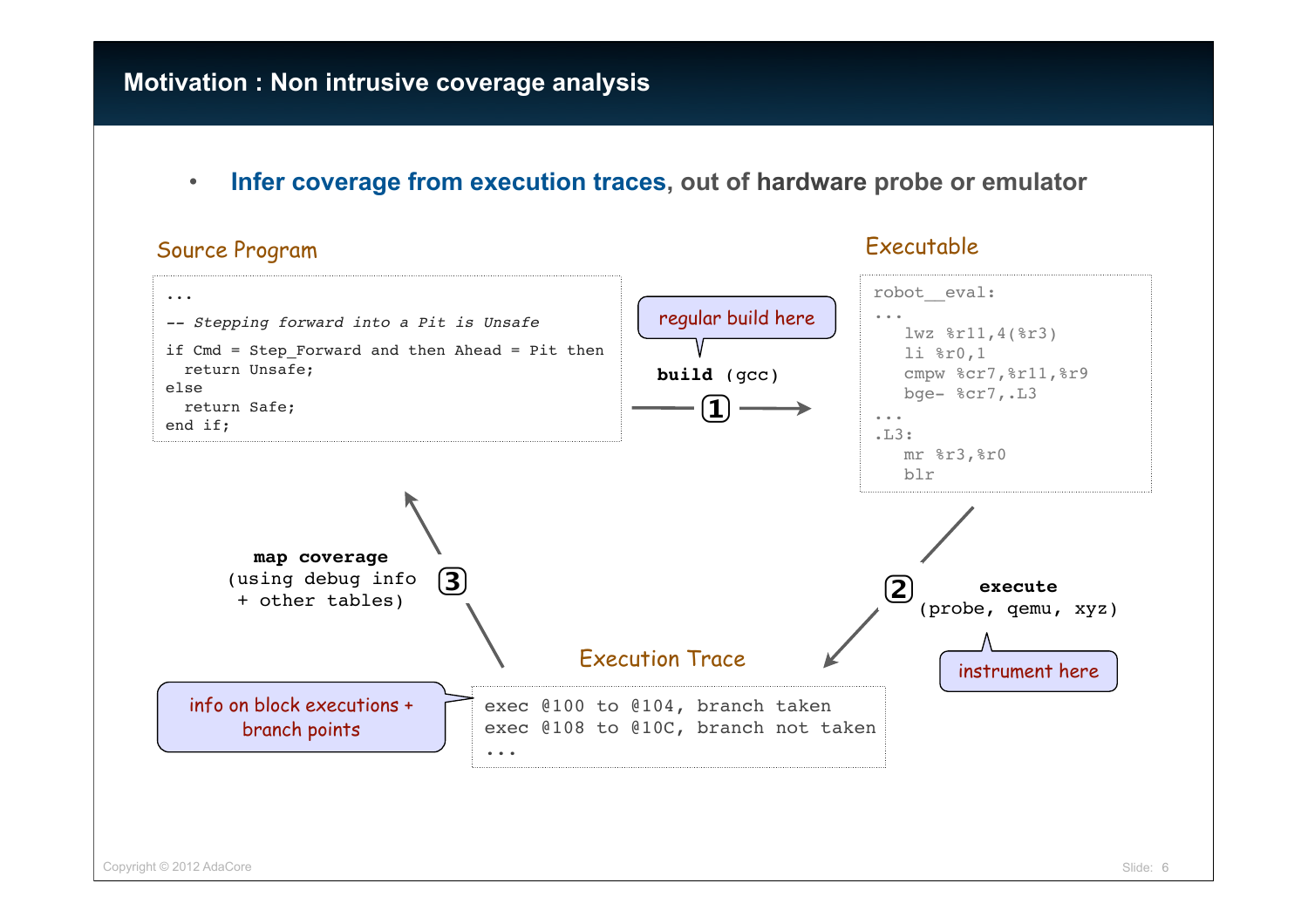## Motivation : Non intrusive coverage analysis

- **Infer coverage from execution traces, out of hardware probe or emulator**

### Source Program

```
...
-- Stepping forward into a Pit is Unsafe
if Cmd = Step_Forward and then Ahead = Pit then
  return Unsafe;
else
  return Safe;
end if;
```

regular build here

**build** (gcc) ①

### Executable

```
robot__eval:
...
   lwz %r11,4(%r3)
   li %r0,1
   cmpw %cr7,%r11,%r9
   bge- %cr7,.L3
...
.L3:
   mr %r3,%r0
   blr
```

② **execute** (probe, qemu, xyz)

instrument here

### Execution Trace

```
exec @100 to @104, branch taken
exec @108 to @10C, branch not taken
...
```

info on block executions + branch points

③ **map coverage** (using debug info + other tables)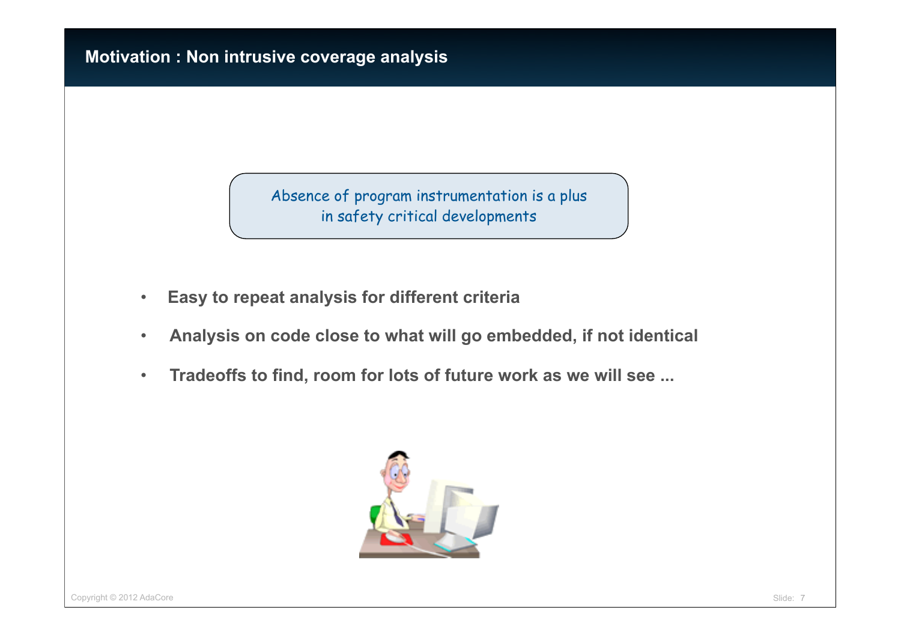# Motivation : Non intrusive coverage analysis

Absence of program instrumentation is a plus
in safety critical developments

- **Easy to repeat analysis for different criteria**
- **Analysis on code close to what will go embedded, if not identical**
- **Tradeoffs to find, room for lots of future work as we will see ...**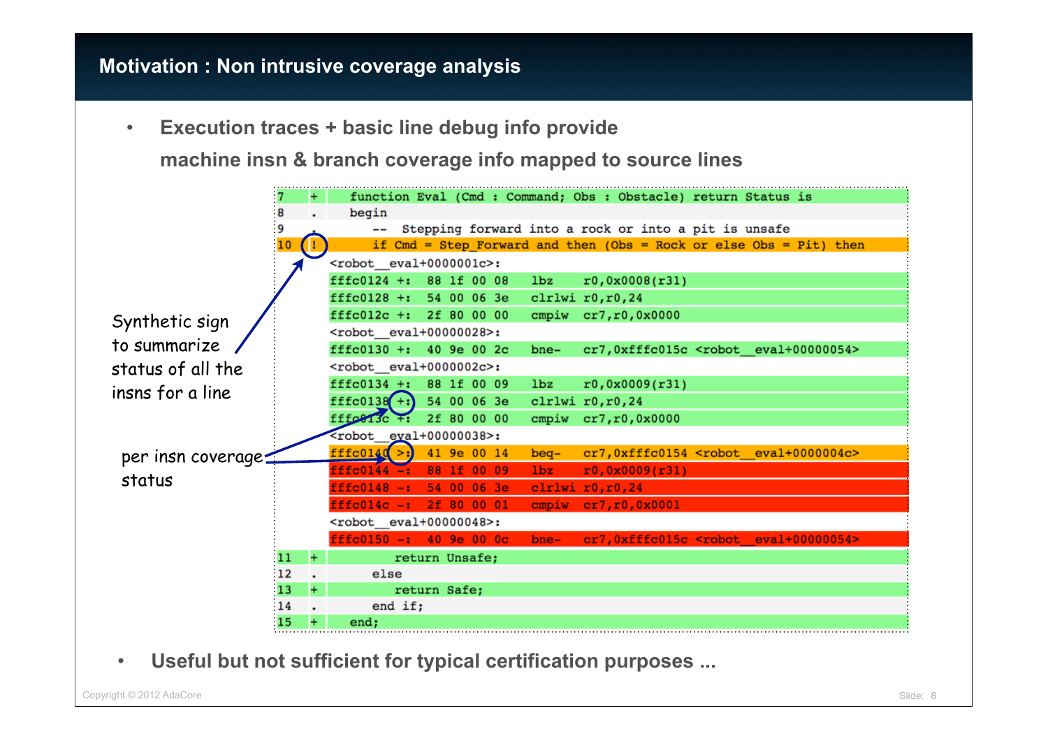## Motivation : Non intrusive coverage analysis

- **Execution traces + basic line debug info provide machine insn & branch coverage info mapped to source lines**

```
7   +   function Eval (Cmd : Command; Obs : Obstacle) return Status is
8   .   begin
9   .      -- Stepping forward into a rock or into a pit is unsafe
10  !      if Cmd = Step_Forward and then (Obs = Rock or else Obs = Pit) then
        <robot__eval+0000001c>:
        fffc0124 +:  88 1f 00 08   lbz     r0,0x0008(r31)
        fffc0128 +:  54 00 06 3e   clrlwi  r0,r0,24
        fffc012c +:  2f 80 00 00   cmpiw   cr7,r0,0x0000
        <robot__eval+00000028>:
        fffc0130 +:  40 9e 00 2c   bne-    cr7,0xfffc015c <robot__eval+00000054>
        <robot__eval+0000002c>:
        fffc0134 +:  88 1f 00 09   lbz     r0,0x0009(r31)
        fffc0138 +:  54 00 06 3e   clrlwi  r0,r0,24
        fffc013c +:  2f 80 00 00   cmpiw   cr7,r0,0x0000
        <robot__eval+00000038>:
        fffc0140 >:  41 9e 00 14   beq-    cr7,0xfffc0154 <robot__eval+0000004c>
        fffc0144 -:  88 1f 00 09   lbz     r0,0x0009(r31)
        fffc0148 -:  54 00 06 3e   clrlwi  r0,r0,24
        fffc014c -:  2f 80 00 01   cmpiw   cr7,r0,0x0001
        <robot__eval+00000048>:
        fffc0150 -:  40 9e 00 0c   bne-    cr7,0xfffc015c <robot__eval+00000054>
11  +         return Unsafe;
12  .      else
13  +         return Safe;
14  .      end if;
15  +   end;
```

Synthetic sign to summarize status of all the insns for a line

per insn coverage status

- **Useful but not sufficient for typical certification purposes ...**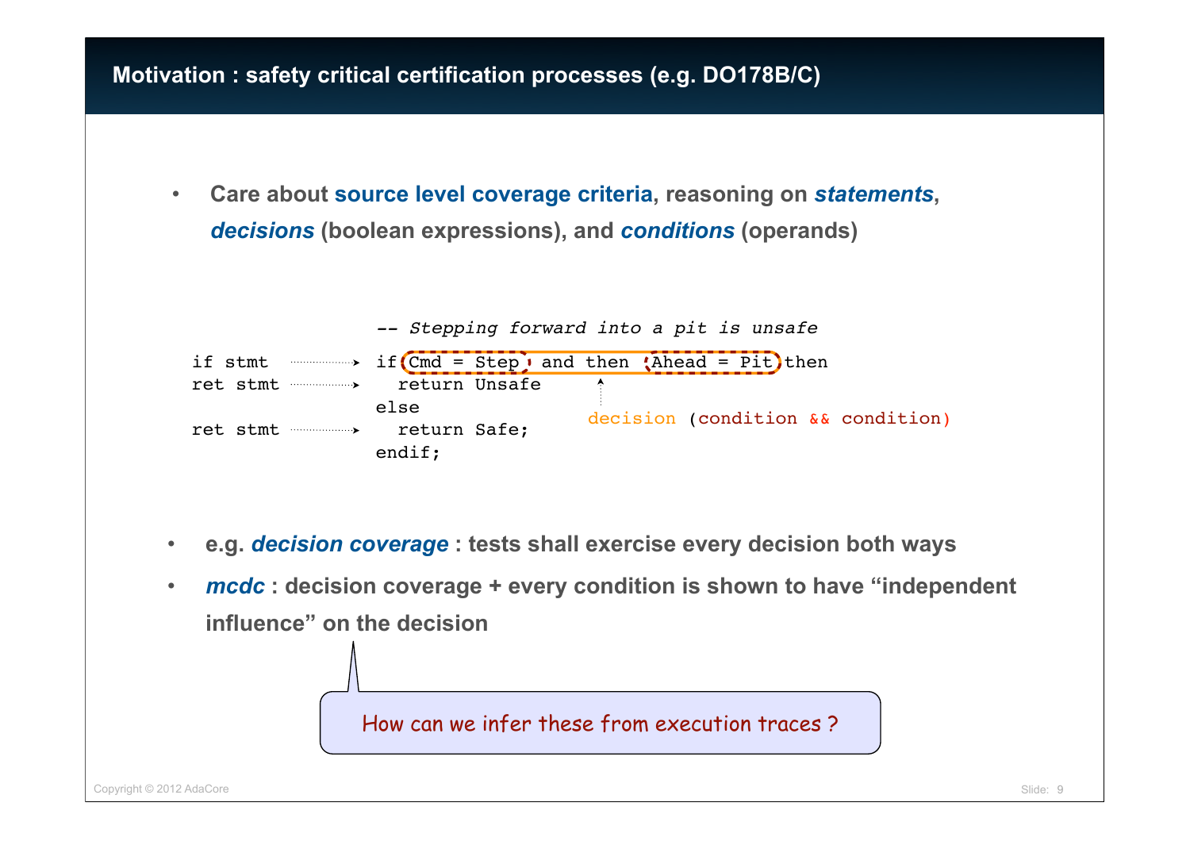## Motivation : safety critical certification processes (e.g. DO178B/C)

- **Care about source level coverage criteria, reasoning on *statements*, *decisions* (boolean expressions), and *conditions* (operands)**

```
                    -- Stepping forward into a pit is unsafe
if stmt   ........> if (Cmd = Step) and then (Ahead = Pit) then
ret stmt  ........>   return Unsafe
                    else                            decision (condition && condition)
ret stmt  ........>   return Safe;
                    endif;
```

- **e.g. *decision coverage* : tests shall exercise every decision both ways**
- ***mcdc* : decision coverage + every condition is shown to have “independent influence” on the decision**

How can we infer these from execution traces ?

Copyright © 2012 AdaCore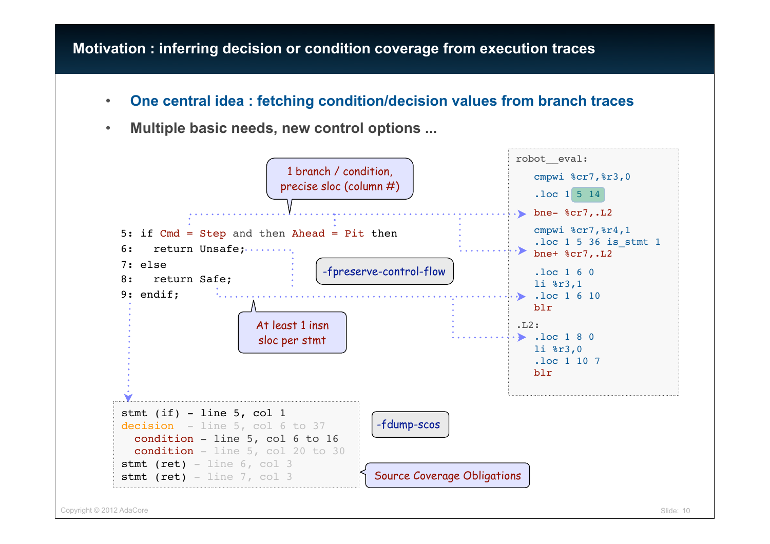# Motivation : inferring decision or condition coverage from execution traces

- **One central idea : fetching condition/decision values from branch traces**
- **Multiple basic needs, new control options ...**

1 branch / condition, precise sloc (column #)

```
5: if Cmd = Step and then Ahead = Pit then
6:   return Unsafe;
7: else
8:   return Safe;
9: endif;
```

-fpreserve-control-flow

At least 1 insn sloc per stmt

```
robot__eval:
   cmpwi %cr7,%r3,0
   .loc 1 5 14
   bne- %cr7,.L2
   cmpwi %cr7,%r4,1
   .loc 1 5 36 is_stmt 1
   bne+ %cr7,.L2
   .loc 1 6 0
   li %r3,1
   .loc 1 6 10
   blr
.L2:
   .loc 1 8 0
   li %r3,0
   .loc 1 10 7
   blr
```

```
stmt (if) - line 5, col 1
decision  - line 5, col 6 to 37
  condition - line 5, col 6 to 16
  condition - line 5, col 20 to 30
stmt (ret) - line 6, col 3
stmt (ret) - line 7, col 3
```

-fdump-scos

Source Coverage Obligations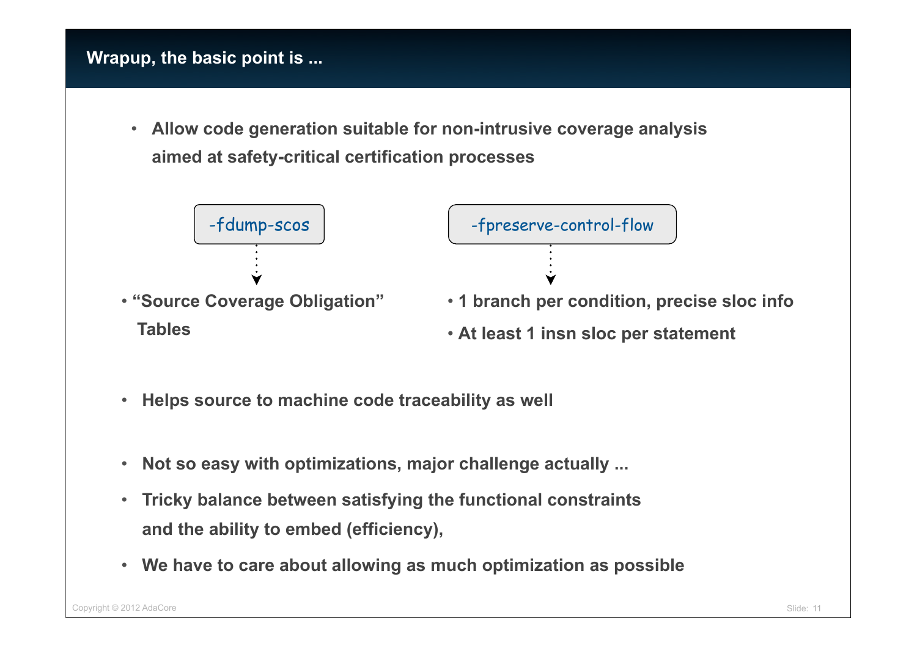# Wrapup, the basic point is ...

- **Allow code generation suitable for non-intrusive coverage analysis aimed at safety-critical certification processes**

`-fdump-scos`

- **"Source Coverage Obligation" Tables**

`-fpreserve-control-flow`

- **1 branch per condition, precise sloc info**
- **At least 1 insn sloc per statement**

- **Helps source to machine code traceability as well**

- **Not so easy with optimizations, major challenge actually ...**
- **Tricky balance between satisfying the functional constraints and the ability to embed (efficiency),**
- **We have to care about allowing as much optimization as possible**

Copyright © 2012 AdaCore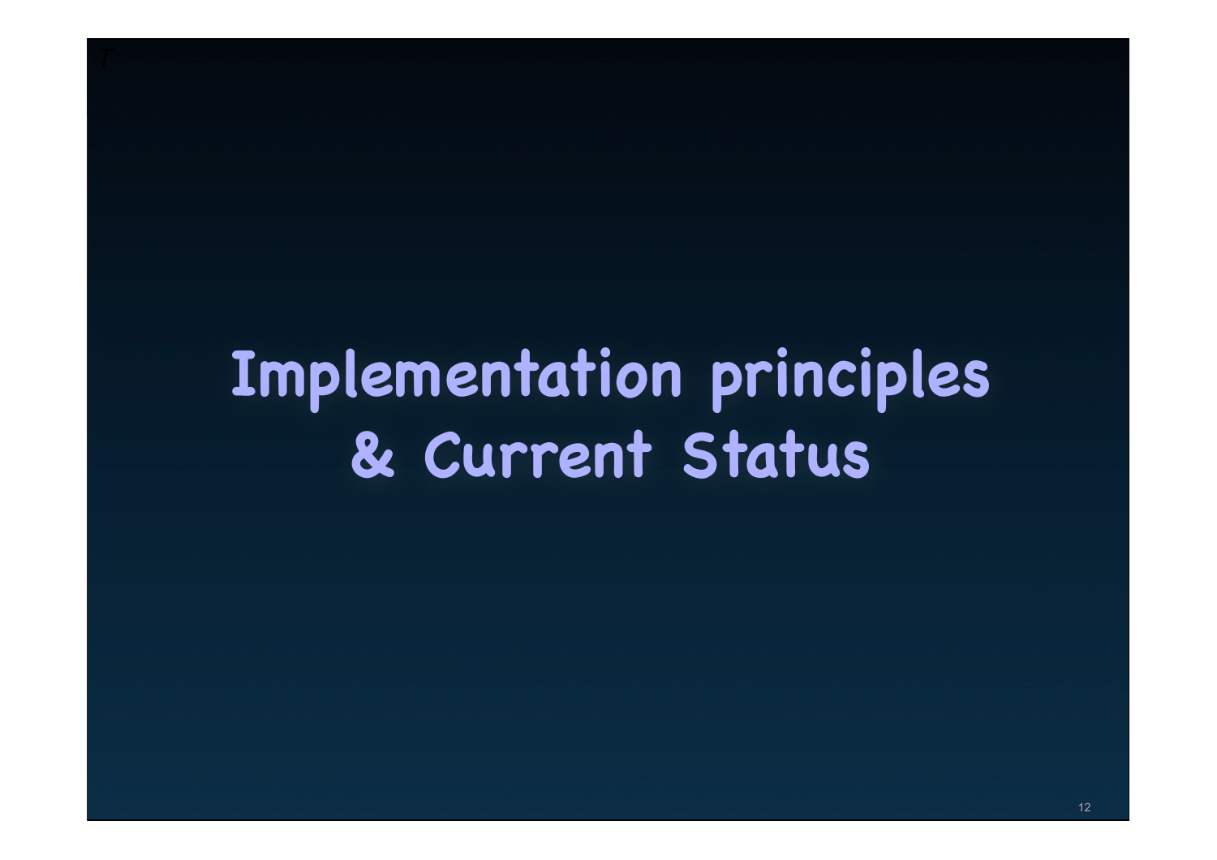# Implementation principles & Current Status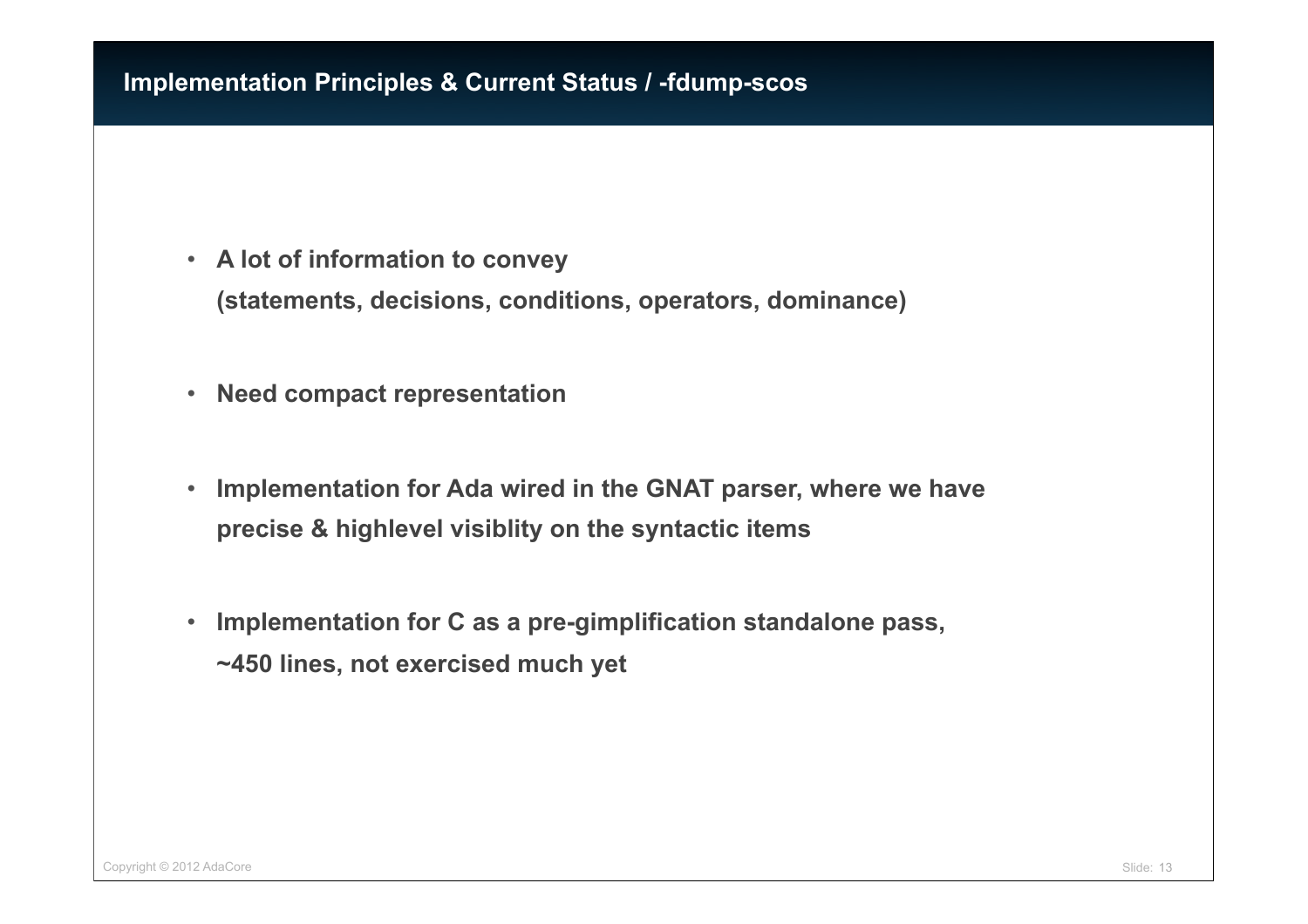## Implementation Principles & Current Status / -fdump-scos

- **A lot of information to convey (statements, decisions, conditions, operators, dominance)**
- **Need compact representation**
- **Implementation for Ada wired in the GNAT parser, where we have precise & highlevel visiblity on the syntactic items**
- **Implementation for C as a pre-gimplification standalone pass, ~450 lines, not exercised much yet**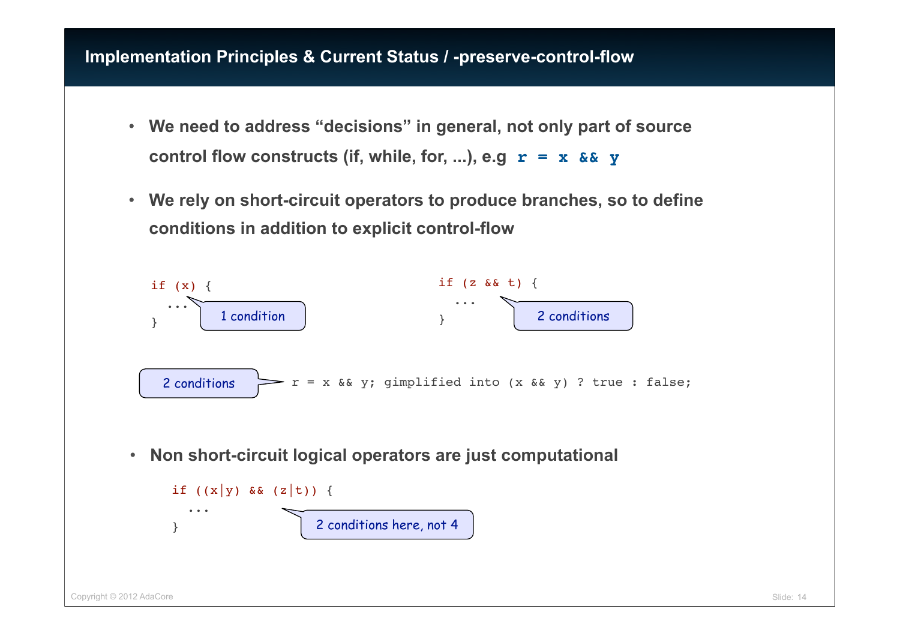# Implementation Principles & Current Status / -preserve-control-flow

- **We need to address "decisions" in general, not only part of source control flow constructs (if, while, for, ...), e.g `r = x && y`**

- **We rely on short-circuit operators to produce branches, so to define conditions in addition to explicit control-flow**

```
if (x) {
  ...
}
```

1 condition

```
if (z && t) {
  ...
}
```

2 conditions

2 conditions

```
r = x && y; gimplified into (x && y) ? true : false;
```

- **Non short-circuit logical operators are just computational**

```
if ((x|y) && (z|t)) {
  ...
}
```

2 conditions here, not 4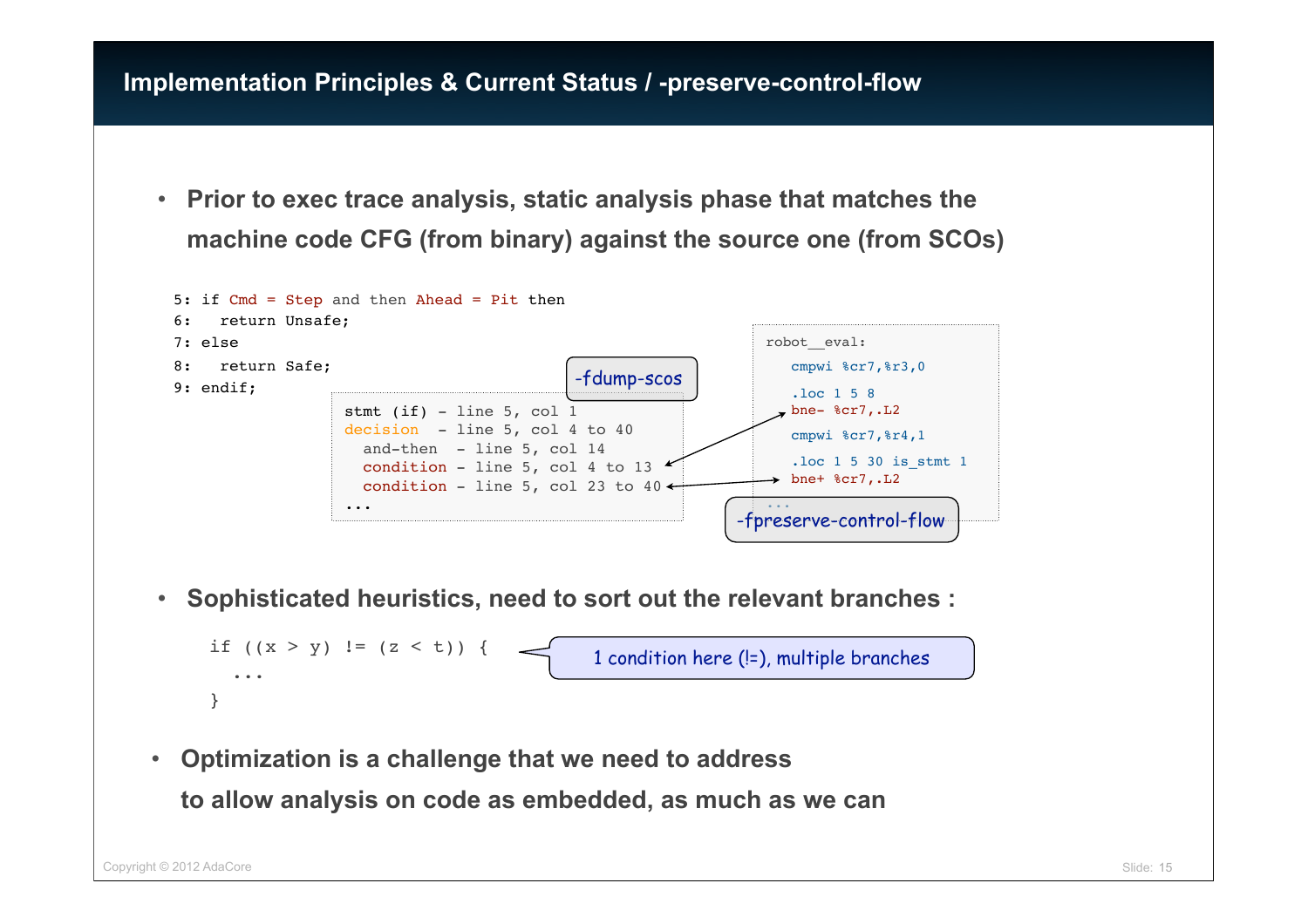# Implementation Principles & Current Status / -preserve-control-flow

- Prior to exec trace analysis, static analysis phase that matches the machine code CFG (from binary) against the source one (from SCOs)

```
5: if Cmd = Step and then Ahead = Pit then
6:   return Unsafe;
7: else
8:   return Safe;
9: endif;
```

-fdump-scos

```
stmt (if) - line 5, col 1
decision  - line 5, col 4 to 40
  and-then  - line 5, col 14
  condition - line 5, col 4 to 13
  condition - line 5, col 23 to 40
...
```

-fpreserve-control-flow

```
robot__eval:
   cmpwi %cr7,%r3,0
   .loc 1 5 8
   bne- %cr7,.L2
   cmpwi %cr7,%r4,1
   .loc 1 5 30 is_stmt 1
   bne+ %cr7,.L2
   ...
```

- Sophisticated heuristics, need to sort out the relevant branches :

```
if ((x > y) != (z < t)) {
  ...
}
```

1 condition here (!=), multiple branches

- Optimization is a challenge that we need to address to allow analysis on code as embedded, as much as we can

Copyright © 2012 AdaCore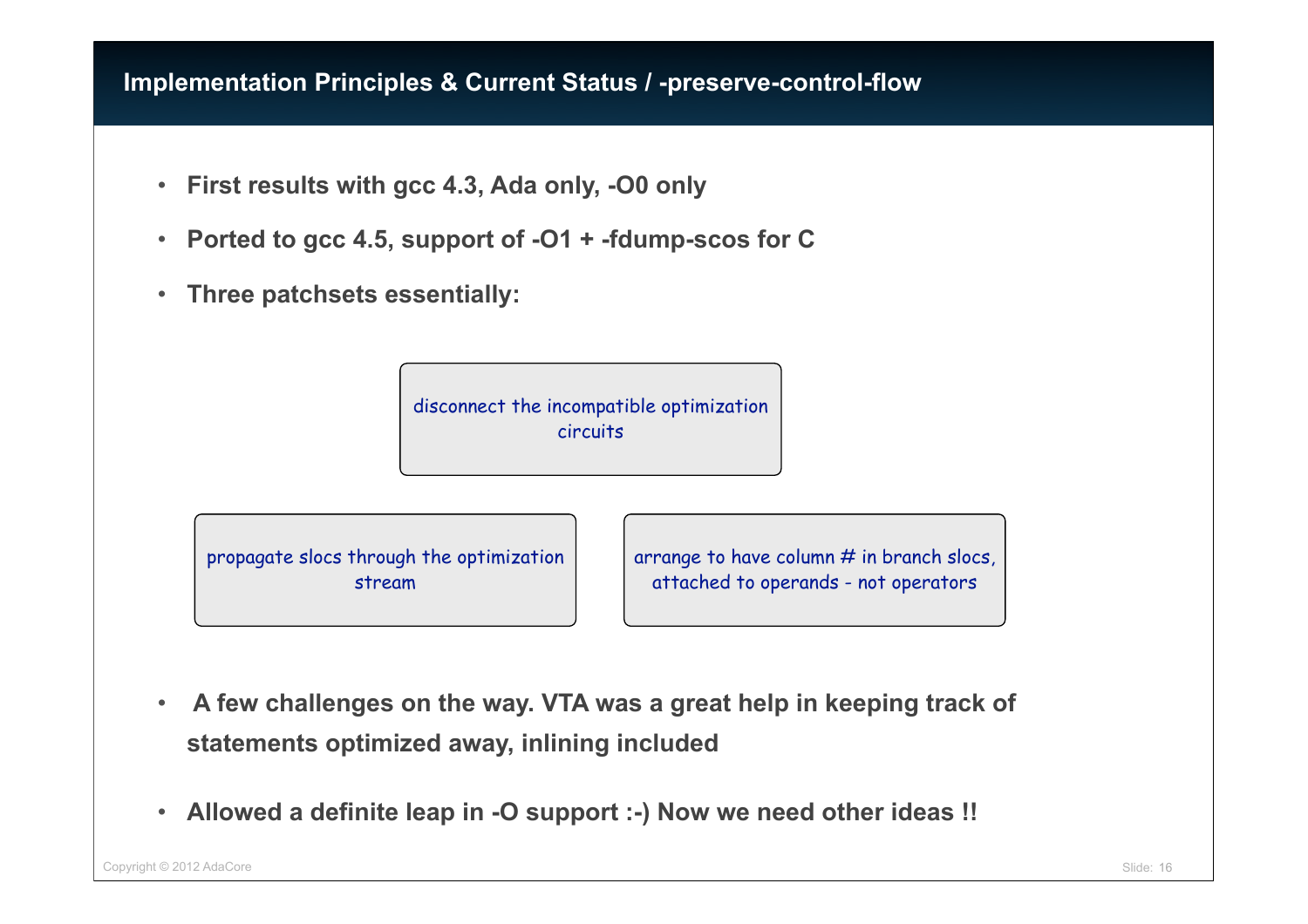# Implementation Principles & Current Status / -preserve-control-flow

- **First results with gcc 4.3, Ada only, -O0 only**
- **Ported to gcc 4.5, support of -O1 + -fdump-scos for C**
- **Three patchsets essentially:**

disconnect the incompatible optimization circuits

propagate slocs through the optimization stream

arrange to have column # in branch slocs, attached to operands - not operators

- **A few challenges on the way. VTA was a great help in keeping track of statements optimized away, inlining included**
- **Allowed a definite leap in -O support :-) Now we need other ideas !!**

Copyright © 2012 AdaCore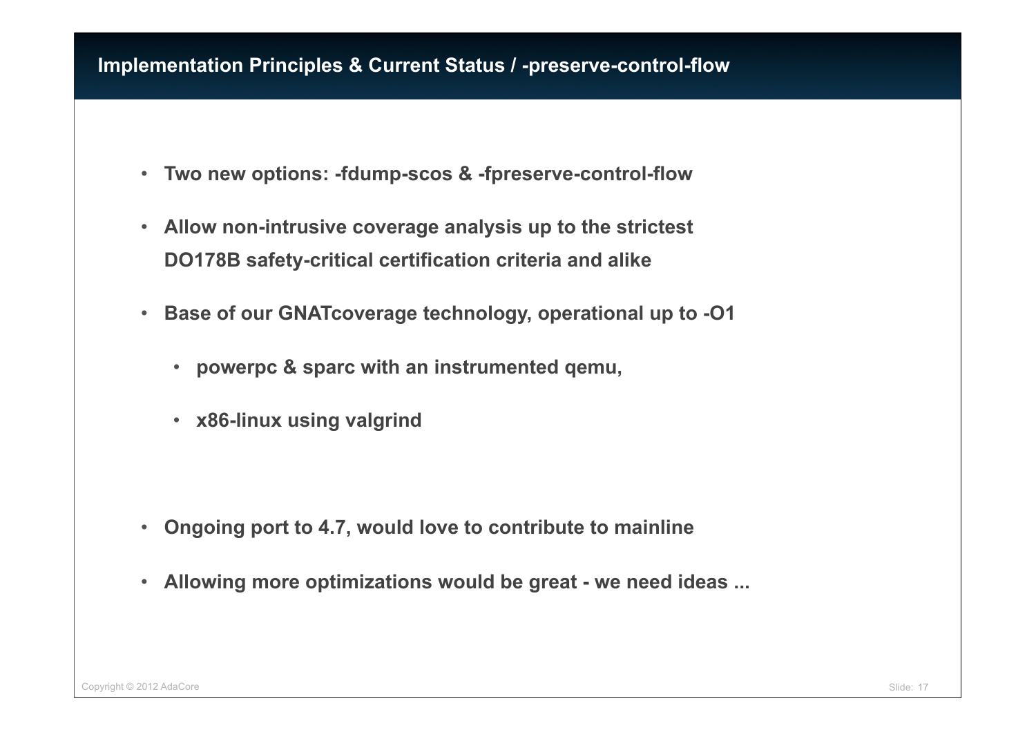## Implementation Principles & Current Status / -preserve-control-flow

- **Two new options: -fdump-scos & -fpreserve-control-flow**
- **Allow non-intrusive coverage analysis up to the strictest DO178B safety-critical certification criteria and alike**
- **Base of our GNATcoverage technology, operational up to -O1**
  - **powerpc & sparc with an instrumented qemu,**
  - **x86-linux using valgrind**
- **Ongoing port to 4.7, would love to contribute to mainline**
- **Allowing more optimizations would be great - we need ideas ...**

Copyright © 2012 AdaCore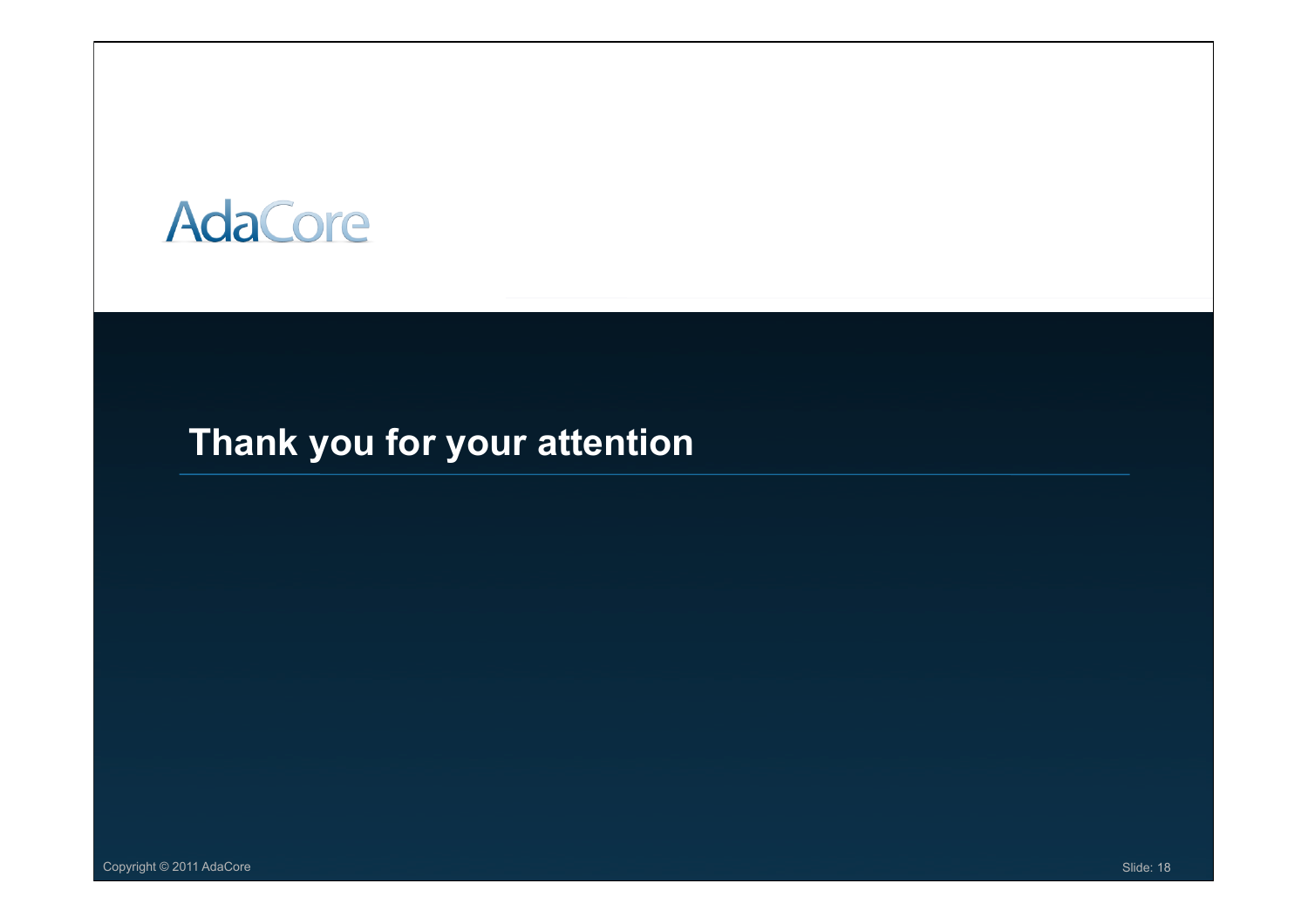AdaCore

# Thank you for your attention